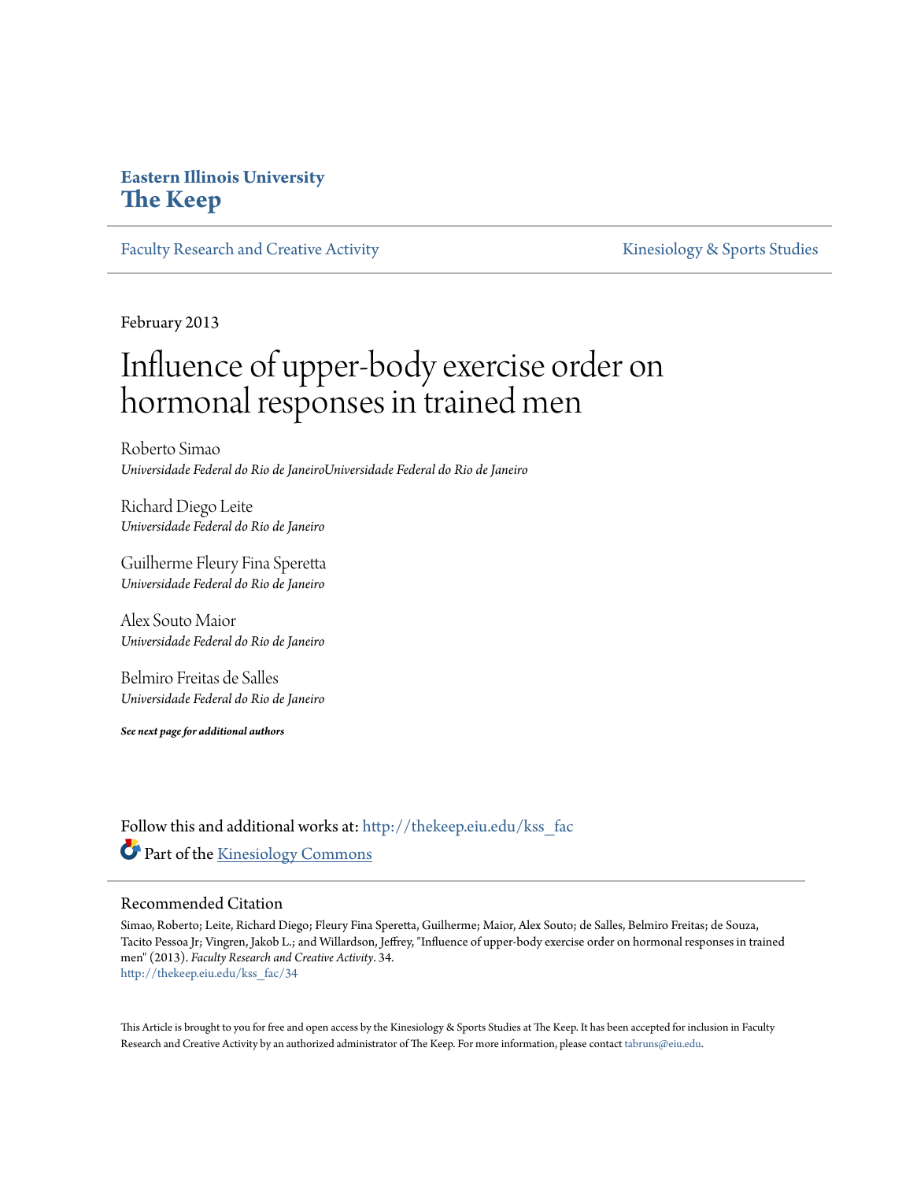**Eastern Illinois University**
**The Keep**

Faculty Research and Creative Activity | Kinesiology & Sports Studies

February 2013

# Influence of upper-body exercise order on hormonal responses in trained men

Roberto Simao
*Universidade Federal do Rio de JaneiroUniversidade Federal do Rio de Janeiro*

Richard Diego Leite
*Universidade Federal do Rio de Janeiro*

Guilherme Fleury Fina Speretta
*Universidade Federal do Rio de Janeiro*

Alex Souto Maior
*Universidade Federal do Rio de Janeiro*

Belmiro Freitas de Salles
*Universidade Federal do Rio de Janeiro*

***See next page for additional authors***

Follow this and additional works at: http://thekeep.eiu.edu/kss_fac

Part of the Kinesiology Commons

## Recommended Citation

Simao, Roberto; Leite, Richard Diego; Fleury Fina Speretta, Guilherme; Maior, Alex Souto; de Salles, Belmiro Freitas; de Souza, Tacito Pessoa Jr; Vingren, Jakob L.; and Willardson, Jeffrey, "Influence of upper-body exercise order on hormonal responses in trained men" (2013). *Faculty Research and Creative Activity*. 34.
http://thekeep.eiu.edu/kss_fac/34

This Article is brought to you for free and open access by the Kinesiology & Sports Studies at The Keep. It has been accepted for inclusion in Faculty Research and Creative Activity by an authorized administrator of The Keep. For more information, please contact tabruns@eiu.edu.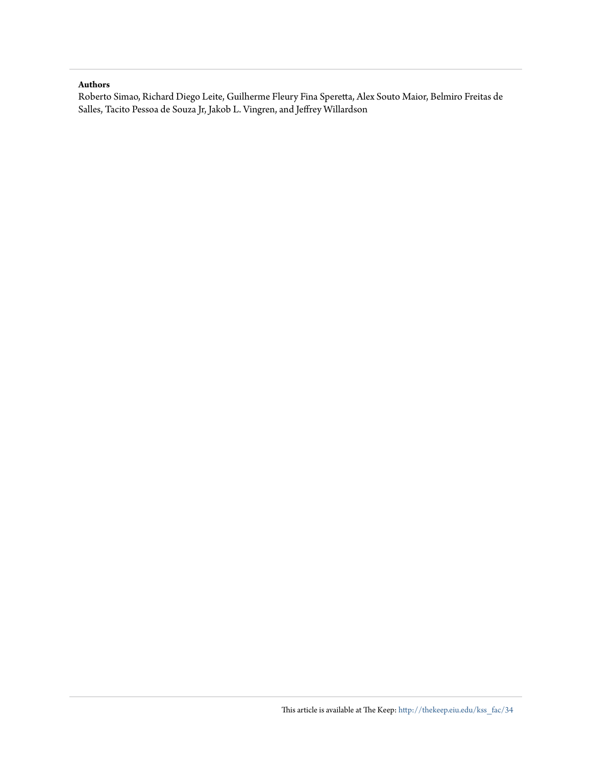**Authors**

Roberto Simao, Richard Diego Leite, Guilherme Fleury Fina Speretta, Alex Souto Maior, Belmiro Freitas de Salles, Tacito Pessoa de Souza Jr, Jakob L. Vingren, and Jeffrey Willardson

This article is available at The Keep: http://thekeep.eiu.edu/kss_fac/34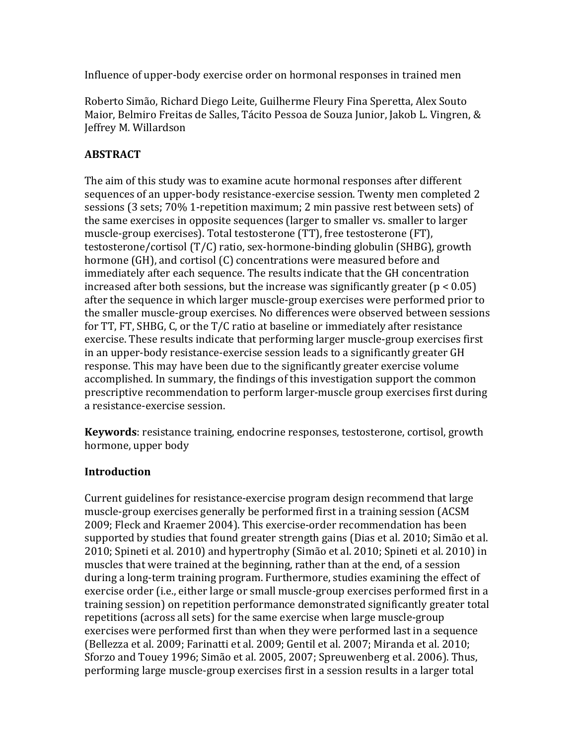Influence of upper-body exercise order on hormonal responses in trained men

Roberto Simão, Richard Diego Leite, Guilherme Fleury Fina Speretta, Alex Souto Maior, Belmiro Freitas de Salles, Tácito Pessoa de Souza Junior, Jakob L. Vingren, & Jeffrey M. Willardson

## ABSTRACT

The aim of this study was to examine acute hormonal responses after different sequences of an upper-body resistance-exercise session. Twenty men completed 2 sessions (3 sets; 70% 1-repetition maximum; 2 min passive rest between sets) of the same exercises in opposite sequences (larger to smaller vs. smaller to larger muscle-group exercises). Total testosterone (TT), free testosterone (FT), testosterone/cortisol (T/C) ratio, sex-hormone-binding globulin (SHBG), growth hormone (GH), and cortisol (C) concentrations were measured before and immediately after each sequence. The results indicate that the GH concentration increased after both sessions, but the increase was significantly greater ($p < 0.05$) after the sequence in which larger muscle-group exercises were performed prior to the smaller muscle-group exercises. No differences were observed between sessions for TT, FT, SHBG, C, or the T/C ratio at baseline or immediately after resistance exercise. These results indicate that performing larger muscle-group exercises first in an upper-body resistance-exercise session leads to a significantly greater GH response. This may have been due to the significantly greater exercise volume accomplished. In summary, the findings of this investigation support the common prescriptive recommendation to perform larger-muscle group exercises first during a resistance-exercise session.

**Keywords**: resistance training, endocrine responses, testosterone, cortisol, growth hormone, upper body

## Introduction

Current guidelines for resistance-exercise program design recommend that large muscle-group exercises generally be performed first in a training session (ACSM 2009; Fleck and Kraemer 2004). This exercise-order recommendation has been supported by studies that found greater strength gains (Dias et al. 2010; Simão et al. 2010; Spineti et al. 2010) and hypertrophy (Simão et al. 2010; Spineti et al. 2010) in muscles that were trained at the beginning, rather than at the end, of a session during a long-term training program. Furthermore, studies examining the effect of exercise order (i.e., either large or small muscle-group exercises performed first in a training session) on repetition performance demonstrated significantly greater total repetitions (across all sets) for the same exercise when large muscle-group exercises were performed first than when they were performed last in a sequence (Bellezza et al. 2009; Farinatti et al. 2009; Gentil et al. 2007; Miranda et al. 2010; Sforzo and Touey 1996; Simão et al. 2005, 2007; Spreuwenberg et al. 2006). Thus, performing large muscle-group exercises first in a session results in a larger total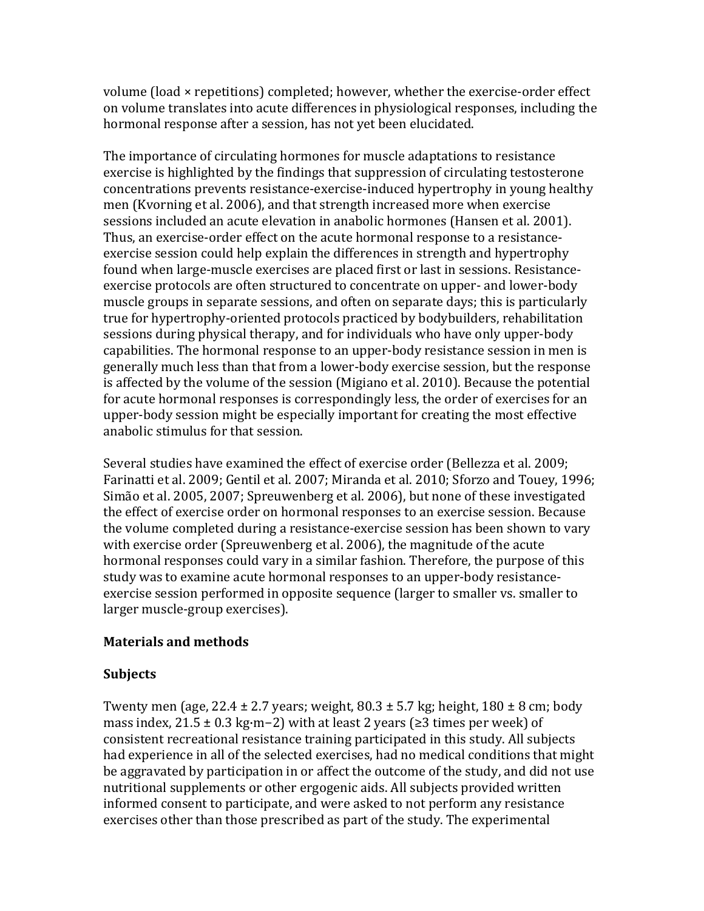volume (load × repetitions) completed; however, whether the exercise-order effect on volume translates into acute differences in physiological responses, including the hormonal response after a session, has not yet been elucidated.

The importance of circulating hormones for muscle adaptations to resistance exercise is highlighted by the findings that suppression of circulating testosterone concentrations prevents resistance-exercise-induced hypertrophy in young healthy men (Kvorning et al. 2006), and that strength increased more when exercise sessions included an acute elevation in anabolic hormones (Hansen et al. 2001). Thus, an exercise-order effect on the acute hormonal response to a resistance-exercise session could help explain the differences in strength and hypertrophy found when large-muscle exercises are placed first or last in sessions. Resistance-exercise protocols are often structured to concentrate on upper- and lower-body muscle groups in separate sessions, and often on separate days; this is particularly true for hypertrophy-oriented protocols practiced by bodybuilders, rehabilitation sessions during physical therapy, and for individuals who have only upper-body capabilities. The hormonal response to an upper-body resistance session in men is generally much less than that from a lower-body exercise session, but the response is affected by the volume of the session (Migiano et al. 2010). Because the potential for acute hormonal responses is correspondingly less, the order of exercises for an upper-body session might be especially important for creating the most effective anabolic stimulus for that session.

Several studies have examined the effect of exercise order (Bellezza et al. 2009; Farinatti et al. 2009; Gentil et al. 2007; Miranda et al. 2010; Sforzo and Touey, 1996; Simão et al. 2005, 2007; Spreuwenberg et al. 2006), but none of these investigated the effect of exercise order on hormonal responses to an exercise session. Because the volume completed during a resistance-exercise session has been shown to vary with exercise order (Spreuwenberg et al. 2006), the magnitude of the acute hormonal responses could vary in a similar fashion. Therefore, the purpose of this study was to examine acute hormonal responses to an upper-body resistance-exercise session performed in opposite sequence (larger to smaller vs. smaller to larger muscle-group exercises).

## Materials and methods

### Subjects

Twenty men (age, 22.4 ± 2.7 years; weight, 80.3 ± 5.7 kg; height, 180 ± 8 cm; body mass index, 21.5 ± 0.3 $kg \cdot m^{-2}$) with at least 2 years (≥3 times per week) of consistent recreational resistance training participated in this study. All subjects had experience in all of the selected exercises, had no medical conditions that might be aggravated by participation in or affect the outcome of the study, and did not use nutritional supplements or other ergogenic aids. All subjects provided written informed consent to participate, and were asked to not perform any resistance exercises other than those prescribed as part of the study. The experimental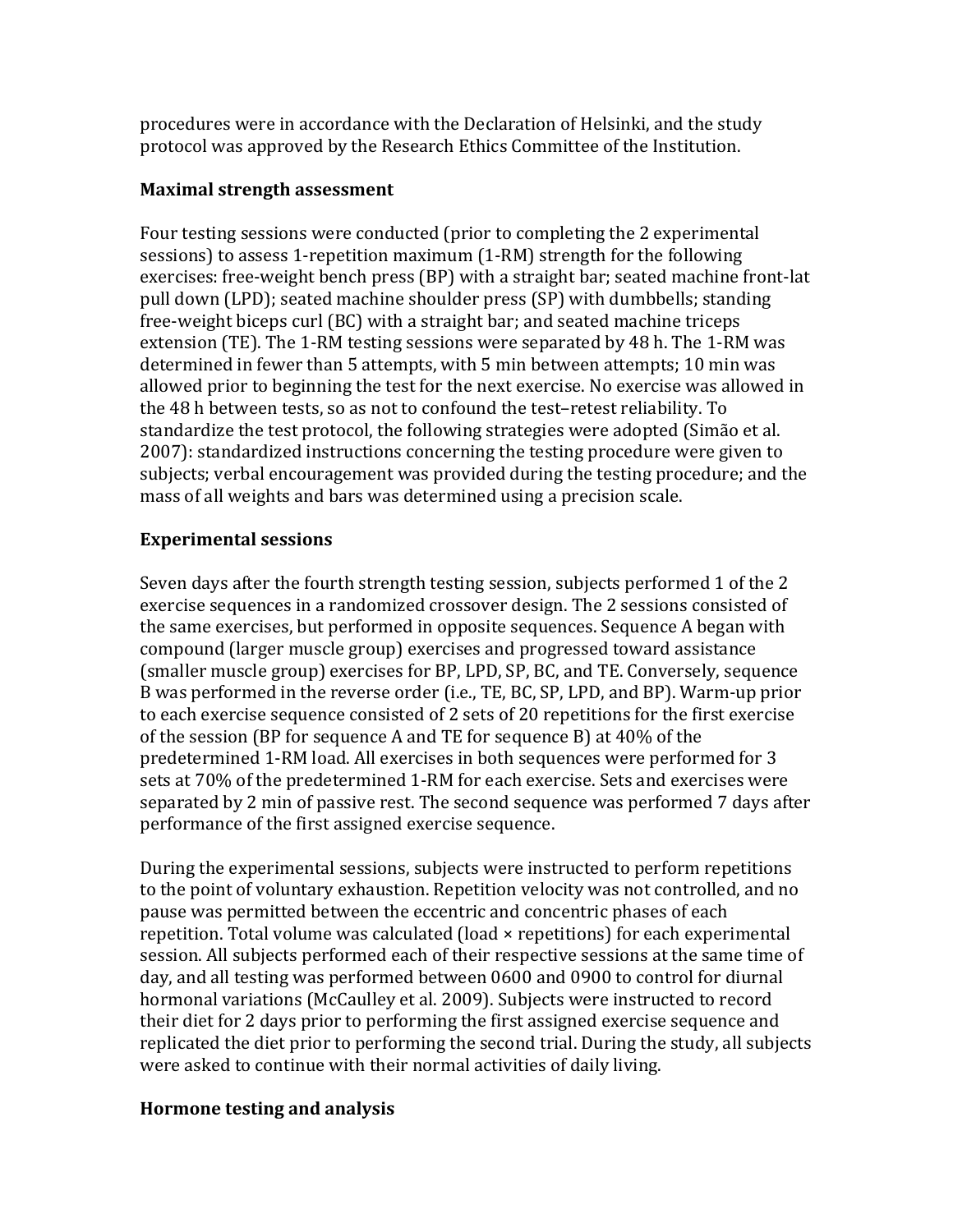procedures were in accordance with the Declaration of Helsinki, and the study protocol was approved by the Research Ethics Committee of the Institution.

### Maximal strength assessment

Four testing sessions were conducted (prior to completing the 2 experimental sessions) to assess 1-repetition maximum (1-RM) strength for the following exercises: free-weight bench press (BP) with a straight bar; seated machine front-lat pull down (LPD); seated machine shoulder press (SP) with dumbbells; standing free-weight biceps curl (BC) with a straight bar; and seated machine triceps extension (TE). The 1-RM testing sessions were separated by 48 h. The 1-RM was determined in fewer than 5 attempts, with 5 min between attempts; 10 min was allowed prior to beginning the test for the next exercise. No exercise was allowed in the 48 h between tests, so as not to confound the test–retest reliability. To standardize the test protocol, the following strategies were adopted (Simão et al. 2007): standardized instructions concerning the testing procedure were given to subjects; verbal encouragement was provided during the testing procedure; and the mass of all weights and bars was determined using a precision scale.

### Experimental sessions

Seven days after the fourth strength testing session, subjects performed 1 of the 2 exercise sequences in a randomized crossover design. The 2 sessions consisted of the same exercises, but performed in opposite sequences. Sequence A began with compound (larger muscle group) exercises and progressed toward assistance (smaller muscle group) exercises for BP, LPD, SP, BC, and TE. Conversely, sequence B was performed in the reverse order (i.e., TE, BC, SP, LPD, and BP). Warm-up prior to each exercise sequence consisted of 2 sets of 20 repetitions for the first exercise of the session (BP for sequence A and TE for sequence B) at 40% of the predetermined 1-RM load. All exercises in both sequences were performed for 3 sets at 70% of the predetermined 1-RM for each exercise. Sets and exercises were separated by 2 min of passive rest. The second sequence was performed 7 days after performance of the first assigned exercise sequence.

During the experimental sessions, subjects were instructed to perform repetitions to the point of voluntary exhaustion. Repetition velocity was not controlled, and no pause was permitted between the eccentric and concentric phases of each repetition. Total volume was calculated (load × repetitions) for each experimental session. All subjects performed each of their respective sessions at the same time of day, and all testing was performed between 0600 and 0900 to control for diurnal hormonal variations (McCaulley et al. 2009). Subjects were instructed to record their diet for 2 days prior to performing the first assigned exercise sequence and replicated the diet prior to performing the second trial. During the study, all subjects were asked to continue with their normal activities of daily living.

### Hormone testing and analysis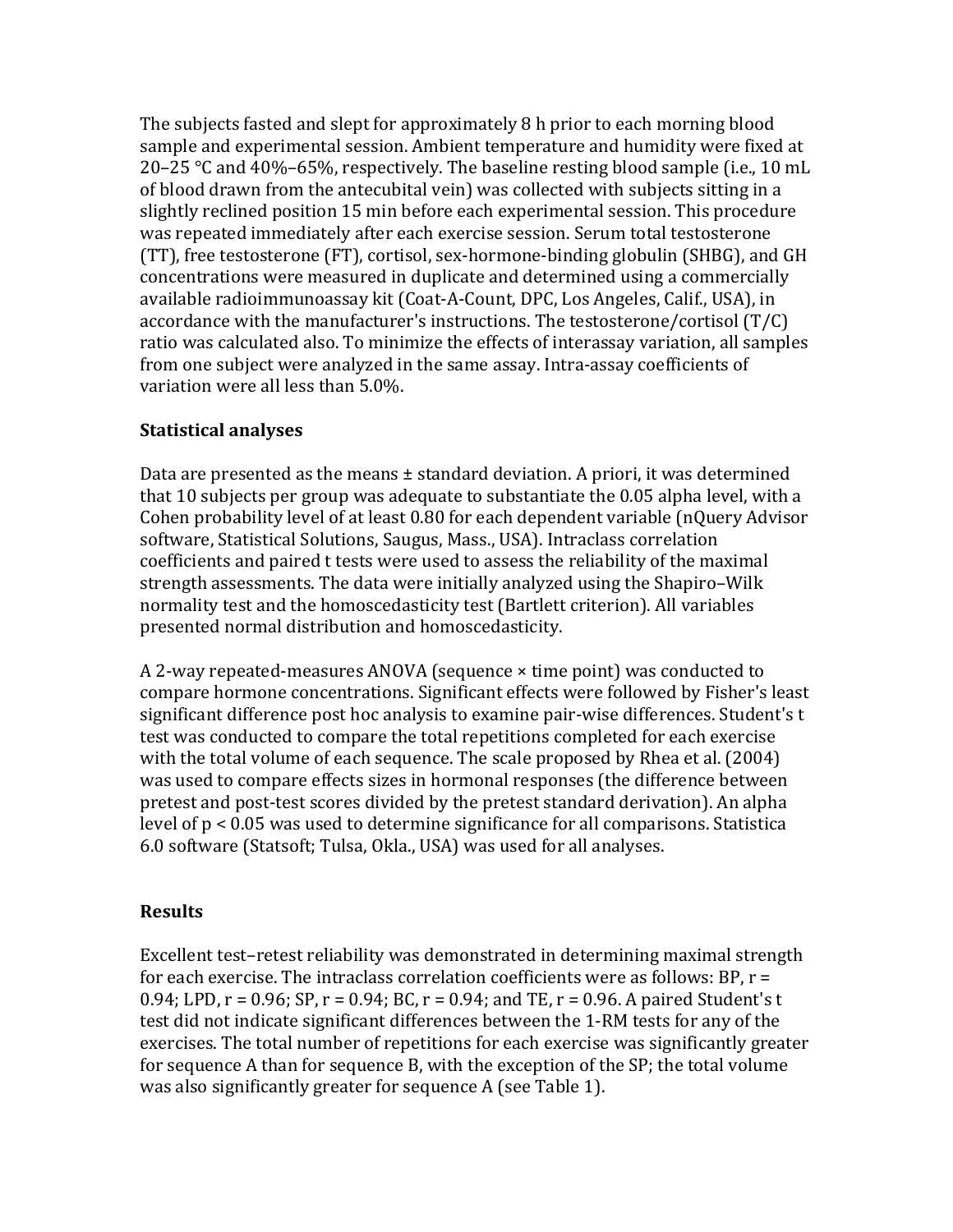The subjects fasted and slept for approximately 8 h prior to each morning blood sample and experimental session. Ambient temperature and humidity were fixed at 20–25 °C and 40%–65%, respectively. The baseline resting blood sample (i.e., 10 mL of blood drawn from the antecubital vein) was collected with subjects sitting in a slightly reclined position 15 min before each experimental session. This procedure was repeated immediately after each exercise session. Serum total testosterone (TT), free testosterone (FT), cortisol, sex-hormone-binding globulin (SHBG), and GH concentrations were measured in duplicate and determined using a commercially available radioimmunoassay kit (Coat-A-Count, DPC, Los Angeles, Calif., USA), in accordance with the manufacturer's instructions. The testosterone/cortisol (T/C) ratio was calculated also. To minimize the effects of interassay variation, all samples from one subject were analyzed in the same assay. Intra-assay coefficients of variation were all less than 5.0%.

## Statistical analyses

Data are presented as the means ± standard deviation. A priori, it was determined that 10 subjects per group was adequate to substantiate the 0.05 alpha level, with a Cohen probability level of at least 0.80 for each dependent variable (nQuery Advisor software, Statistical Solutions, Saugus, Mass., USA). Intraclass correlation coefficients and paired t tests were used to assess the reliability of the maximal strength assessments. The data were initially analyzed using the Shapiro–Wilk normality test and the homoscedasticity test (Bartlett criterion). All variables presented normal distribution and homoscedasticity.

A 2-way repeated-measures ANOVA (sequence × time point) was conducted to compare hormone concentrations. Significant effects were followed by Fisher's least significant difference post hoc analysis to examine pair-wise differences. Student's t test was conducted to compare the total repetitions completed for each exercise with the total volume of each sequence. The scale proposed by Rhea et al. (2004) was used to compare effects sizes in hormonal responses (the difference between pretest and post-test scores divided by the pretest standard derivation). An alpha level of $p < 0.05$ was used to determine significance for all comparisons. Statistica 6.0 software (Statsoft; Tulsa, Okla., USA) was used for all analyses.

## Results

Excellent test–retest reliability was demonstrated in determining maximal strength for each exercise. The intraclass correlation coefficients were as follows: BP, $r = 0.94$; LPD, $r = 0.96$; SP, $r = 0.94$; BC, $r = 0.94$; and TE, $r = 0.96$. A paired Student's t test did not indicate significant differences between the 1-RM tests for any of the exercises. The total number of repetitions for each exercise was significantly greater for sequence A than for sequence B, with the exception of the SP; the total volume was also significantly greater for sequence A (see Table 1).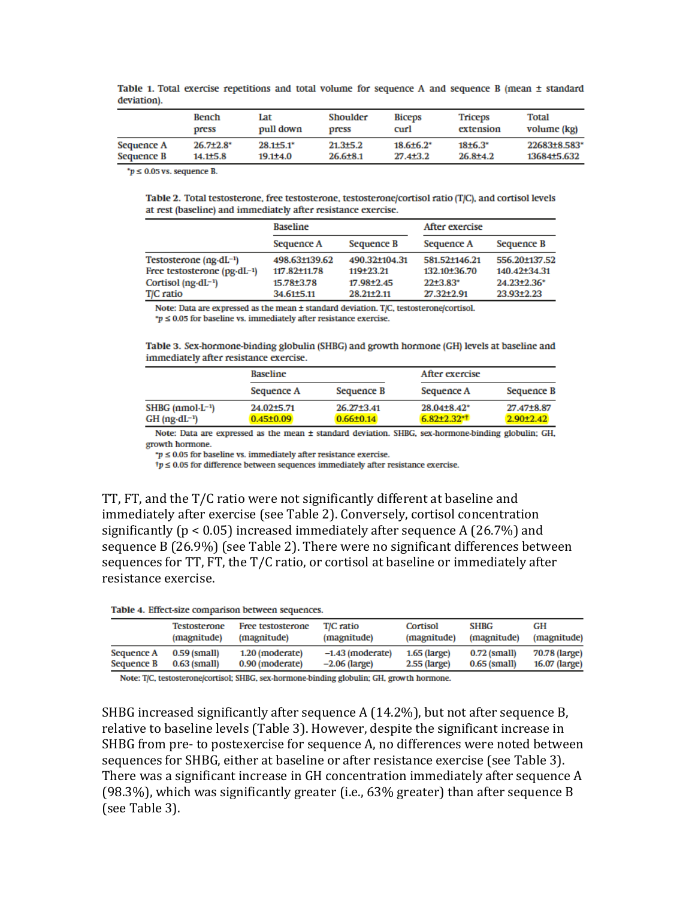**Table 1.** Total exercise repetitions and total volume for sequence A and sequence B (mean ± standard deviation).

| | Bench press | Lat pull down | Shoulder press | Biceps curl | Triceps extension | Total volume (kg) |
|---|---|---|---|---|---|---|
| Sequence A | 26.7±2.8* | 28.1±5.1* | 21.3±5.2 | 18.6±6.2* | 18±6.3* | 22683±8.583* |
| Sequence B | 14.1±5.8 | 19.1±4.0 | 26.6±8.1 | 27.4±3.2 | 26.8±4.2 | 13684±5.632 |

*$p \leq 0.05$ vs. sequence B.

**Table 2.** Total testosterone, free testosterone, testosterone/cortisol ratio (T/C), and cortisol levels at rest (baseline) and immediately after resistance exercise.

| | Baseline | | After exercise | |
|---|---|---|---|---|
| | Sequence A | Sequence B | Sequence A | Sequence B |
| Testosterone ($ng \cdot dL^{-1}$) | 498.63±139.62 | 490.32±104.31 | 581.52±146.21 | 556.20±137.52 |
| Free testosterone ($pg \cdot dL^{-1}$) | 117.82±11.78 | 119±23.21 | 132.10±36.70 | 140.42±34.31 |
| Cortisol ($ng \cdot dL^{-1}$) | 15.78±3.78 | 17.98±2.45 | 22±3.83* | 24.23±2.36* |
| T/C ratio | 34.61±5.11 | 28.21±2.11 | 27.32±2.91 | 23.93±2.23 |

Note: Data are expressed as the mean ± standard deviation. T/C, testosterone/cortisol.
*$p \leq 0.05$ for baseline vs. immediately after resistance exercise.

**Table 3.** Sex-hormone-binding globulin (SHBG) and growth hormone (GH) levels at baseline and immediately after resistance exercise.

| | Baseline | | After exercise | |
|---|---|---|---|---|
| | Sequence A | Sequence B | Sequence A | Sequence B |
| SHBG ($nmol \cdot L^{-1}$) | 24.02±5.71 | 26.27±3.41 | 28.04±8.42* | 27.47±8.87 |
| GH ($ng \cdot dL^{-1}$) | 0.45±0.09 | 0.66±0.14 | 6.82±2.32*† | 2.90±2.42 |

Note: Data are expressed as the mean ± standard deviation. SHBG, sex-hormone-binding globulin; GH, growth hormone.
*$p \leq 0.05$ for baseline vs. immediately after resistance exercise.
†$p \leq 0.05$ for difference between sequences immediately after resistance exercise.

TT, FT, and the T/C ratio were not significantly different at baseline and immediately after exercise (see Table 2). Conversely, cortisol concentration significantly ($p < 0.05$) increased immediately after sequence A (26.7%) and sequence B (26.9%) (see Table 2). There were no significant differences between sequences for TT, FT, the T/C ratio, or cortisol at baseline or immediately after resistance exercise.

**Table 4.** Effect-size comparison between sequences.

| | Testosterone (magnitude) | Free testosterone (magnitude) | T/C ratio (magnitude) | Cortisol (magnitude) | SHBG (magnitude) | GH (magnitude) |
|---|---|---|---|---|---|---|
| Sequence A | 0.59 (small) | 1.20 (moderate) | −1.43 (moderate) | 1.65 (large) | 0.72 (small) | 70.78 (large) |
| Sequence B | 0.63 (small) | 0.90 (moderate) | −2.06 (large) | 2.55 (large) | 0.65 (small) | 16.07 (large) |

Note: T/C, testosterone/cortisol; SHBG, sex-hormone-binding globulin; GH, growth hormone.

SHBG increased significantly after sequence A (14.2%), but not after sequence B, relative to baseline levels (Table 3). However, despite the significant increase in SHBG from pre- to postexercise for sequence A, no differences were noted between sequences for SHBG, either at baseline or after resistance exercise (see Table 3). There was a significant increase in GH concentration immediately after sequence A (98.3%), which was significantly greater (i.e., 63% greater) than after sequence B (see Table 3).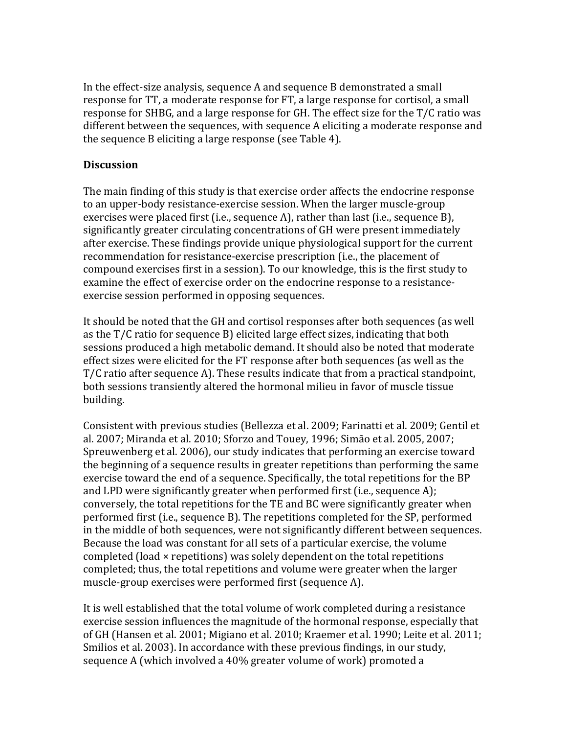In the effect-size analysis, sequence A and sequence B demonstrated a small response for TT, a moderate response for FT, a large response for cortisol, a small response for SHBG, and a large response for GH. The effect size for the T/C ratio was different between the sequences, with sequence A eliciting a moderate response and the sequence B eliciting a large response (see Table 4).

## Discussion

The main finding of this study is that exercise order affects the endocrine response to an upper-body resistance-exercise session. When the larger muscle-group exercises were placed first (i.e., sequence A), rather than last (i.e., sequence B), significantly greater circulating concentrations of GH were present immediately after exercise. These findings provide unique physiological support for the current recommendation for resistance-exercise prescription (i.e., the placement of compound exercises first in a session). To our knowledge, this is the first study to examine the effect of exercise order on the endocrine response to a resistance-exercise session performed in opposing sequences.

It should be noted that the GH and cortisol responses after both sequences (as well as the T/C ratio for sequence B) elicited large effect sizes, indicating that both sessions produced a high metabolic demand. It should also be noted that moderate effect sizes were elicited for the FT response after both sequences (as well as the T/C ratio after sequence A). These results indicate that from a practical standpoint, both sessions transiently altered the hormonal milieu in favor of muscle tissue building.

Consistent with previous studies (Bellezza et al. 2009; Farinatti et al. 2009; Gentil et al. 2007; Miranda et al. 2010; Sforzo and Touey, 1996; Simão et al. 2005, 2007; Spreuwenberg et al. 2006), our study indicates that performing an exercise toward the beginning of a sequence results in greater repetitions than performing the same exercise toward the end of a sequence. Specifically, the total repetitions for the BP and LPD were significantly greater when performed first (i.e., sequence A); conversely, the total repetitions for the TE and BC were significantly greater when performed first (i.e., sequence B). The repetitions completed for the SP, performed in the middle of both sequences, were not significantly different between sequences. Because the load was constant for all sets of a particular exercise, the volume completed (load × repetitions) was solely dependent on the total repetitions completed; thus, the total repetitions and volume were greater when the larger muscle-group exercises were performed first (sequence A).

It is well established that the total volume of work completed during a resistance exercise session influences the magnitude of the hormonal response, especially that of GH (Hansen et al. 2001; Migiano et al. 2010; Kraemer et al. 1990; Leite et al. 2011; Smilios et al. 2003). In accordance with these previous findings, in our study, sequence A (which involved a 40% greater volume of work) promoted a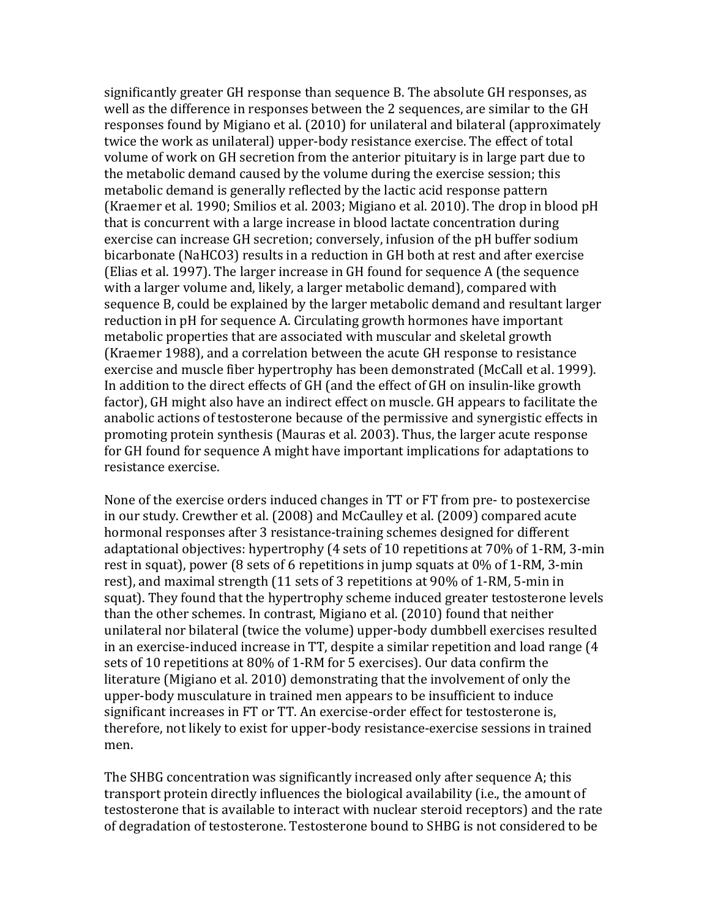significantly greater GH response than sequence B. The absolute GH responses, as well as the difference in responses between the 2 sequences, are similar to the GH responses found by Migiano et al. (2010) for unilateral and bilateral (approximately twice the work as unilateral) upper-body resistance exercise. The effect of total volume of work on GH secretion from the anterior pituitary is in large part due to the metabolic demand caused by the volume during the exercise session; this metabolic demand is generally reflected by the lactic acid response pattern (Kraemer et al. 1990; Smilios et al. 2003; Migiano et al. 2010). The drop in blood pH that is concurrent with a large increase in blood lactate concentration during exercise can increase GH secretion; conversely, infusion of the pH buffer sodium bicarbonate ($NaHCO_3$) results in a reduction in GH both at rest and after exercise (Elias et al. 1997). The larger increase in GH found for sequence A (the sequence with a larger volume and, likely, a larger metabolic demand), compared with sequence B, could be explained by the larger metabolic demand and resultant larger reduction in pH for sequence A. Circulating growth hormones have important metabolic properties that are associated with muscular and skeletal growth (Kraemer 1988), and a correlation between the acute GH response to resistance exercise and muscle fiber hypertrophy has been demonstrated (McCall et al. 1999). In addition to the direct effects of GH (and the effect of GH on insulin-like growth factor), GH might also have an indirect effect on muscle. GH appears to facilitate the anabolic actions of testosterone because of the permissive and synergistic effects in promoting protein synthesis (Mauras et al. 2003). Thus, the larger acute response for GH found for sequence A might have important implications for adaptations to resistance exercise.

None of the exercise orders induced changes in TT or FT from pre- to postexercise in our study. Crewther et al. (2008) and McCaulley et al. (2009) compared acute hormonal responses after 3 resistance-training schemes designed for different adaptational objectives: hypertrophy (4 sets of 10 repetitions at 70% of 1-RM, 3-min rest in squat), power (8 sets of 6 repetitions in jump squats at 0% of 1-RM, 3-min rest), and maximal strength (11 sets of 3 repetitions at 90% of 1-RM, 5-min in squat). They found that the hypertrophy scheme induced greater testosterone levels than the other schemes. In contrast, Migiano et al. (2010) found that neither unilateral nor bilateral (twice the volume) upper-body dumbbell exercises resulted in an exercise-induced increase in TT, despite a similar repetition and load range (4 sets of 10 repetitions at 80% of 1-RM for 5 exercises). Our data confirm the literature (Migiano et al. 2010) demonstrating that the involvement of only the upper-body musculature in trained men appears to be insufficient to induce significant increases in FT or TT. An exercise-order effect for testosterone is, therefore, not likely to exist for upper-body resistance-exercise sessions in trained men.

The SHBG concentration was significantly increased only after sequence A; this transport protein directly influences the biological availability (i.e., the amount of testosterone that is available to interact with nuclear steroid receptors) and the rate of degradation of testosterone. Testosterone bound to SHBG is not considered to be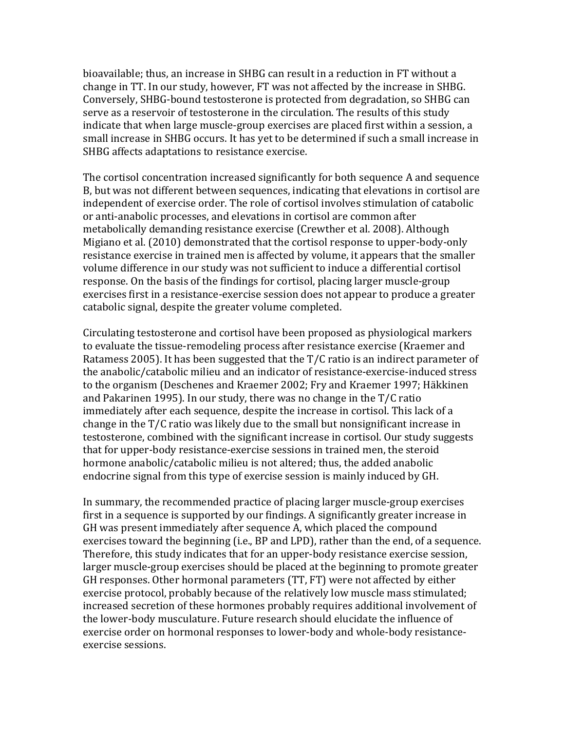bioavailable; thus, an increase in SHBG can result in a reduction in FT without a change in TT. In our study, however, FT was not affected by the increase in SHBG. Conversely, SHBG-bound testosterone is protected from degradation, so SHBG can serve as a reservoir of testosterone in the circulation. The results of this study indicate that when large muscle-group exercises are placed first within a session, a small increase in SHBG occurs. It has yet to be determined if such a small increase in SHBG affects adaptations to resistance exercise.

The cortisol concentration increased significantly for both sequence A and sequence B, but was not different between sequences, indicating that elevations in cortisol are independent of exercise order. The role of cortisol involves stimulation of catabolic or anti-anabolic processes, and elevations in cortisol are common after metabolically demanding resistance exercise (Crewther et al. 2008). Although Migiano et al. (2010) demonstrated that the cortisol response to upper-body-only resistance exercise in trained men is affected by volume, it appears that the smaller volume difference in our study was not sufficient to induce a differential cortisol response. On the basis of the findings for cortisol, placing larger muscle-group exercises first in a resistance-exercise session does not appear to produce a greater catabolic signal, despite the greater volume completed.

Circulating testosterone and cortisol have been proposed as physiological markers to evaluate the tissue-remodeling process after resistance exercise (Kraemer and Ratamess 2005). It has been suggested that the T/C ratio is an indirect parameter of the anabolic/catabolic milieu and an indicator of resistance-exercise-induced stress to the organism (Deschenes and Kraemer 2002; Fry and Kraemer 1997; Häkkinen and Pakarinen 1995). In our study, there was no change in the T/C ratio immediately after each sequence, despite the increase in cortisol. This lack of a change in the T/C ratio was likely due to the small but nonsignificant increase in testosterone, combined with the significant increase in cortisol. Our study suggests that for upper-body resistance-exercise sessions in trained men, the steroid hormone anabolic/catabolic milieu is not altered; thus, the added anabolic endocrine signal from this type of exercise session is mainly induced by GH.

In summary, the recommended practice of placing larger muscle-group exercises first in a sequence is supported by our findings. A significantly greater increase in GH was present immediately after sequence A, which placed the compound exercises toward the beginning (i.e., BP and LPD), rather than the end, of a sequence. Therefore, this study indicates that for an upper-body resistance exercise session, larger muscle-group exercises should be placed at the beginning to promote greater GH responses. Other hormonal parameters (TT, FT) were not affected by either exercise protocol, probably because of the relatively low muscle mass stimulated; increased secretion of these hormones probably requires additional involvement of the lower-body musculature. Future research should elucidate the influence of exercise order on hormonal responses to lower-body and whole-body resistance-exercise sessions.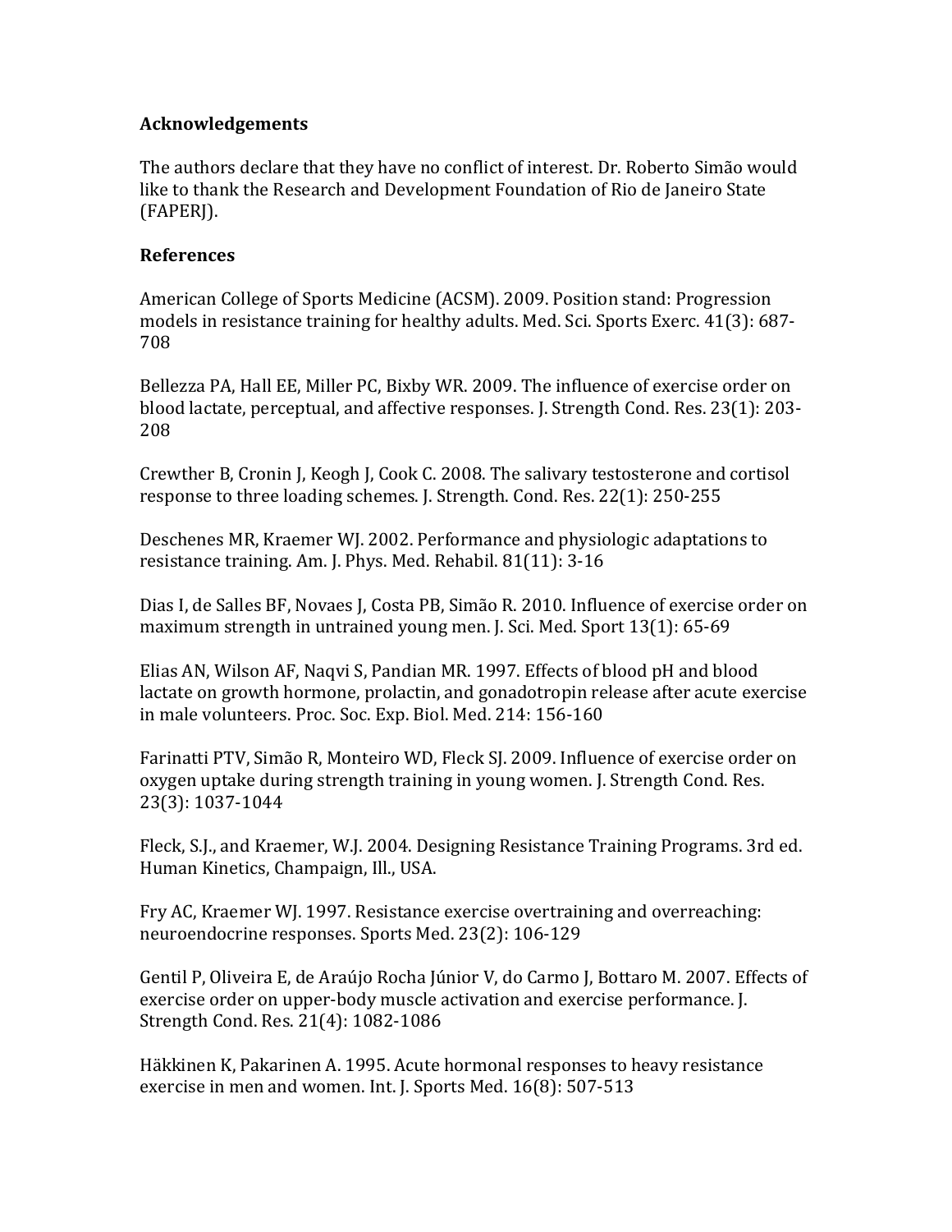**Acknowledgements**

The authors declare that they have no conflict of interest. Dr. Roberto Simão would like to thank the Research and Development Foundation of Rio de Janeiro State (FAPERJ).

**References**

American College of Sports Medicine (ACSM). 2009. Position stand: Progression models in resistance training for healthy adults. Med. Sci. Sports Exerc. 41(3): 687-708

Bellezza PA, Hall EE, Miller PC, Bixby WR. 2009. The influence of exercise order on blood lactate, perceptual, and affective responses. J. Strength Cond. Res. 23(1): 203-208

Crewther B, Cronin J, Keogh J, Cook C. 2008. The salivary testosterone and cortisol response to three loading schemes. J. Strength. Cond. Res. 22(1): 250-255

Deschenes MR, Kraemer WJ. 2002. Performance and physiologic adaptations to resistance training. Am. J. Phys. Med. Rehabil. 81(11): 3-16

Dias I, de Salles BF, Novaes J, Costa PB, Simão R. 2010. Influence of exercise order on maximum strength in untrained young men. J. Sci. Med. Sport 13(1): 65-69

Elias AN, Wilson AF, Naqvi S, Pandian MR. 1997. Effects of blood pH and blood lactate on growth hormone, prolactin, and gonadotropin release after acute exercise in male volunteers. Proc. Soc. Exp. Biol. Med. 214: 156-160

Farinatti PTV, Simão R, Monteiro WD, Fleck SJ. 2009. Influence of exercise order on oxygen uptake during strength training in young women. J. Strength Cond. Res. 23(3): 1037-1044

Fleck, S.J., and Kraemer, W.J. 2004. Designing Resistance Training Programs. 3rd ed. Human Kinetics, Champaign, Ill., USA.

Fry AC, Kraemer WJ. 1997. Resistance exercise overtraining and overreaching: neuroendocrine responses. Sports Med. 23(2): 106-129

Gentil P, Oliveira E, de Araújo Rocha Júnior V, do Carmo J, Bottaro M. 2007. Effects of exercise order on upper-body muscle activation and exercise performance. J. Strength Cond. Res. 21(4): 1082-1086

Häkkinen K, Pakarinen A. 1995. Acute hormonal responses to heavy resistance exercise in men and women. Int. J. Sports Med. 16(8): 507-513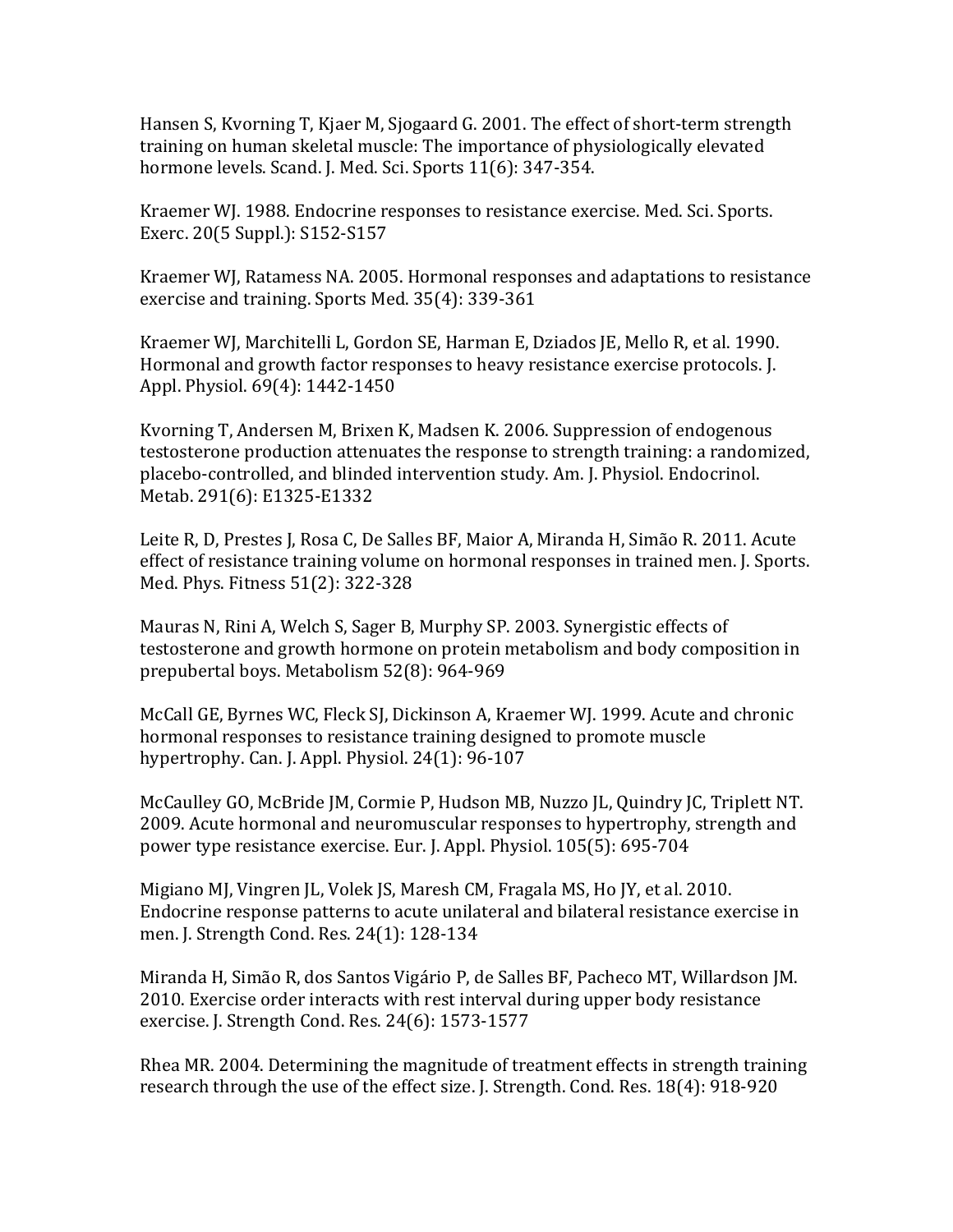Hansen S, Kvorning T, Kjaer M, Sjogaard G. 2001. The effect of short-term strength training on human skeletal muscle: The importance of physiologically elevated hormone levels. Scand. J. Med. Sci. Sports 11(6): 347-354.

Kraemer WJ. 1988. Endocrine responses to resistance exercise. Med. Sci. Sports. Exerc. 20(5 Suppl.): S152-S157

Kraemer WJ, Ratamess NA. 2005. Hormonal responses and adaptations to resistance exercise and training. Sports Med. 35(4): 339-361

Kraemer WJ, Marchitelli L, Gordon SE, Harman E, Dziados JE, Mello R, et al. 1990. Hormonal and growth factor responses to heavy resistance exercise protocols. J. Appl. Physiol. 69(4): 1442-1450

Kvorning T, Andersen M, Brixen K, Madsen K. 2006. Suppression of endogenous testosterone production attenuates the response to strength training: a randomized, placebo-controlled, and blinded intervention study. Am. J. Physiol. Endocrinol. Metab. 291(6): E1325-E1332

Leite R, D, Prestes J, Rosa C, De Salles BF, Maior A, Miranda H, Simão R. 2011. Acute effect of resistance training volume on hormonal responses in trained men. J. Sports. Med. Phys. Fitness 51(2): 322-328

Mauras N, Rini A, Welch S, Sager B, Murphy SP. 2003. Synergistic effects of testosterone and growth hormone on protein metabolism and body composition in prepubertal boys. Metabolism 52(8): 964-969

McCall GE, Byrnes WC, Fleck SJ, Dickinson A, Kraemer WJ. 1999. Acute and chronic hormonal responses to resistance training designed to promote muscle hypertrophy. Can. J. Appl. Physiol. 24(1): 96-107

McCaulley GO, McBride JM, Cormie P, Hudson MB, Nuzzo JL, Quindry JC, Triplett NT. 2009. Acute hormonal and neuromuscular responses to hypertrophy, strength and power type resistance exercise. Eur. J. Appl. Physiol. 105(5): 695-704

Migiano MJ, Vingren JL, Volek JS, Maresh CM, Fragala MS, Ho JY, et al. 2010. Endocrine response patterns to acute unilateral and bilateral resistance exercise in men. J. Strength Cond. Res. 24(1): 128-134

Miranda H, Simão R, dos Santos Vigário P, de Salles BF, Pacheco MT, Willardson JM. 2010. Exercise order interacts with rest interval during upper body resistance exercise. J. Strength Cond. Res. 24(6): 1573-1577

Rhea MR. 2004. Determining the magnitude of treatment effects in strength training research through the use of the effect size. J. Strength. Cond. Res. 18(4): 918-920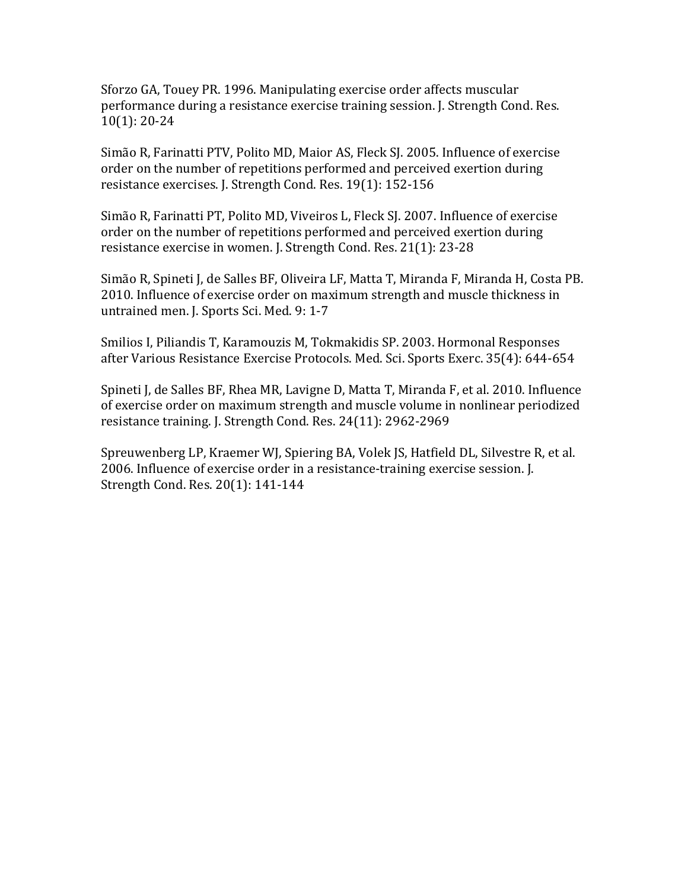Sforzo GA, Touey PR. 1996. Manipulating exercise order affects muscular performance during a resistance exercise training session. J. Strength Cond. Res. 10(1): 20-24

Simão R, Farinatti PTV, Polito MD, Maior AS, Fleck SJ. 2005. Influence of exercise order on the number of repetitions performed and perceived exertion during resistance exercises. J. Strength Cond. Res. 19(1): 152-156

Simão R, Farinatti PT, Polito MD, Viveiros L, Fleck SJ. 2007. Influence of exercise order on the number of repetitions performed and perceived exertion during resistance exercise in women. J. Strength Cond. Res. 21(1): 23-28

Simão R, Spineti J, de Salles BF, Oliveira LF, Matta T, Miranda F, Miranda H, Costa PB. 2010. Influence of exercise order on maximum strength and muscle thickness in untrained men. J. Sports Sci. Med. 9: 1-7

Smilios I, Piliandis T, Karamouzis M, Tokmakidis SP. 2003. Hormonal Responses after Various Resistance Exercise Protocols. Med. Sci. Sports Exerc. 35(4): 644-654

Spineti J, de Salles BF, Rhea MR, Lavigne D, Matta T, Miranda F, et al. 2010. Influence of exercise order on maximum strength and muscle volume in nonlinear periodized resistance training. J. Strength Cond. Res. 24(11): 2962-2969

Spreuwenberg LP, Kraemer WJ, Spiering BA, Volek JS, Hatfield DL, Silvestre R, et al. 2006. Influence of exercise order in a resistance-training exercise session. J. Strength Cond. Res. 20(1): 141-144